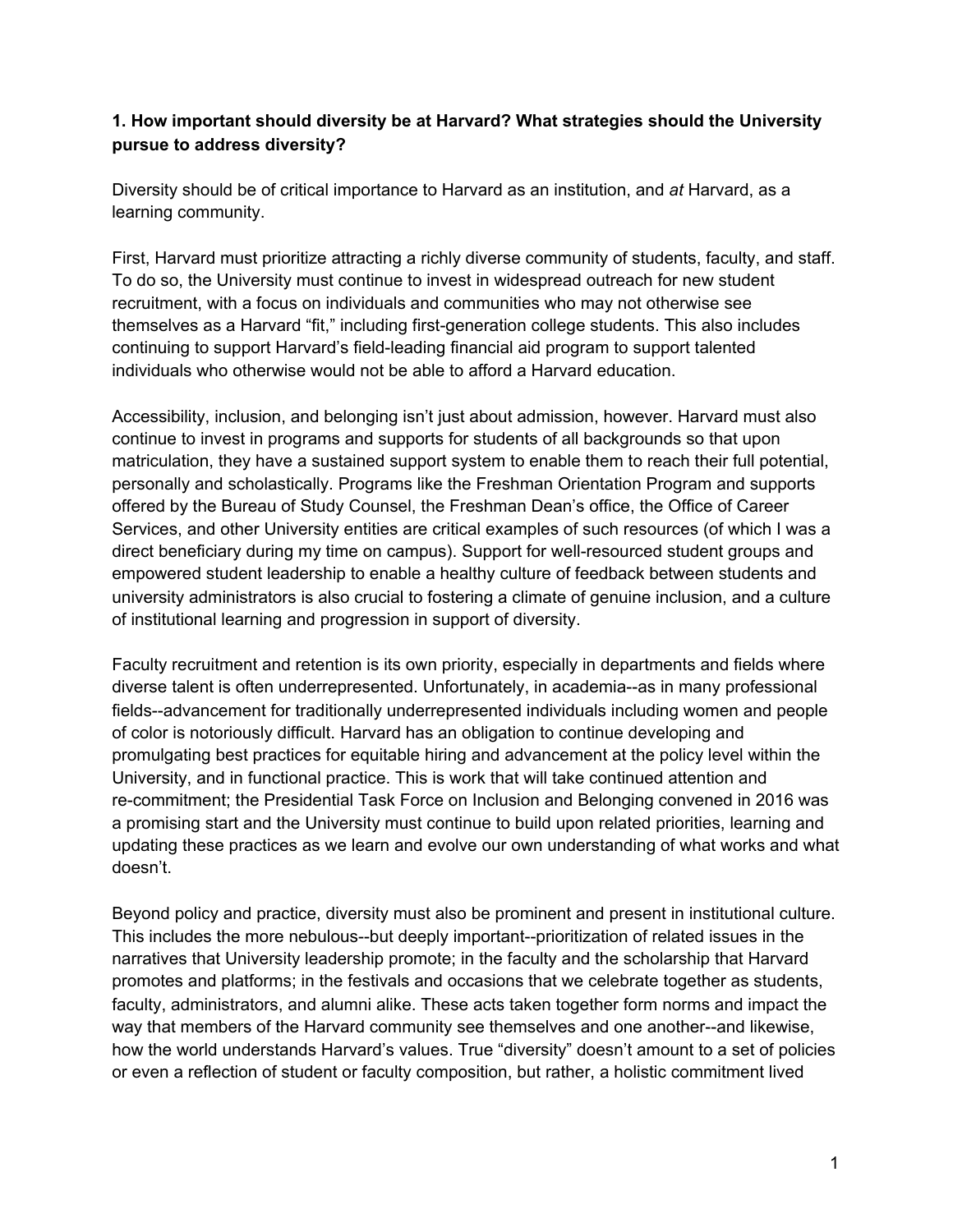**1. How important should diversity be at Harvard? What strategies should the University pursue to address diversity?**

Diversity should be of critical importance to Harvard as an institution, and *at* Harvard, as a learning community.

First, Harvard must prioritize attracting a richly diverse community of students, faculty, and staff. To do so, the University must continue to invest in widespread outreach for new student recruitment, with a focus on individuals and communities who may not otherwise see themselves as a Harvard "fit," including first-generation college students. This also includes continuing to support Harvard's field-leading financial aid program to support talented individuals who otherwise would not be able to afford a Harvard education.

Accessibility, inclusion, and belonging isn't just about admission, however. Harvard must also continue to invest in programs and supports for students of all backgrounds so that upon matriculation, they have a sustained support system to enable them to reach their full potential, personally and scholastically. Programs like the Freshman Orientation Program and supports offered by the Bureau of Study Counsel, the Freshman Dean's office, the Office of Career Services, and other University entities are critical examples of such resources (of which I was a direct beneficiary during my time on campus). Support for well-resourced student groups and empowered student leadership to enable a healthy culture of feedback between students and university administrators is also crucial to fostering a climate of genuine inclusion, and a culture of institutional learning and progression in support of diversity.

Faculty recruitment and retention is its own priority, especially in departments and fields where diverse talent is often underrepresented. Unfortunately, in academia--as in many professional fields--advancement for traditionally underrepresented individuals including women and people of color is notoriously difficult. Harvard has an obligation to continue developing and promulgating best practices for equitable hiring and advancement at the policy level within the University, and in functional practice. This is work that will take continued attention and re-commitment; the Presidential Task Force on Inclusion and Belonging convened in 2016 was a promising start and the University must continue to build upon related priorities, learning and updating these practices as we learn and evolve our own understanding of what works and what doesn't.

Beyond policy and practice, diversity must also be prominent and present in institutional culture. This includes the more nebulous--but deeply important--prioritization of related issues in the narratives that University leadership promote; in the faculty and the scholarship that Harvard promotes and platforms; in the festivals and occasions that we celebrate together as students, faculty, administrators, and alumni alike. These acts taken together form norms and impact the way that members of the Harvard community see themselves and one another--and likewise, how the world understands Harvard's values. True "diversity" doesn't amount to a set of policies or even a reflection of student or faculty composition, but rather, a holistic commitment lived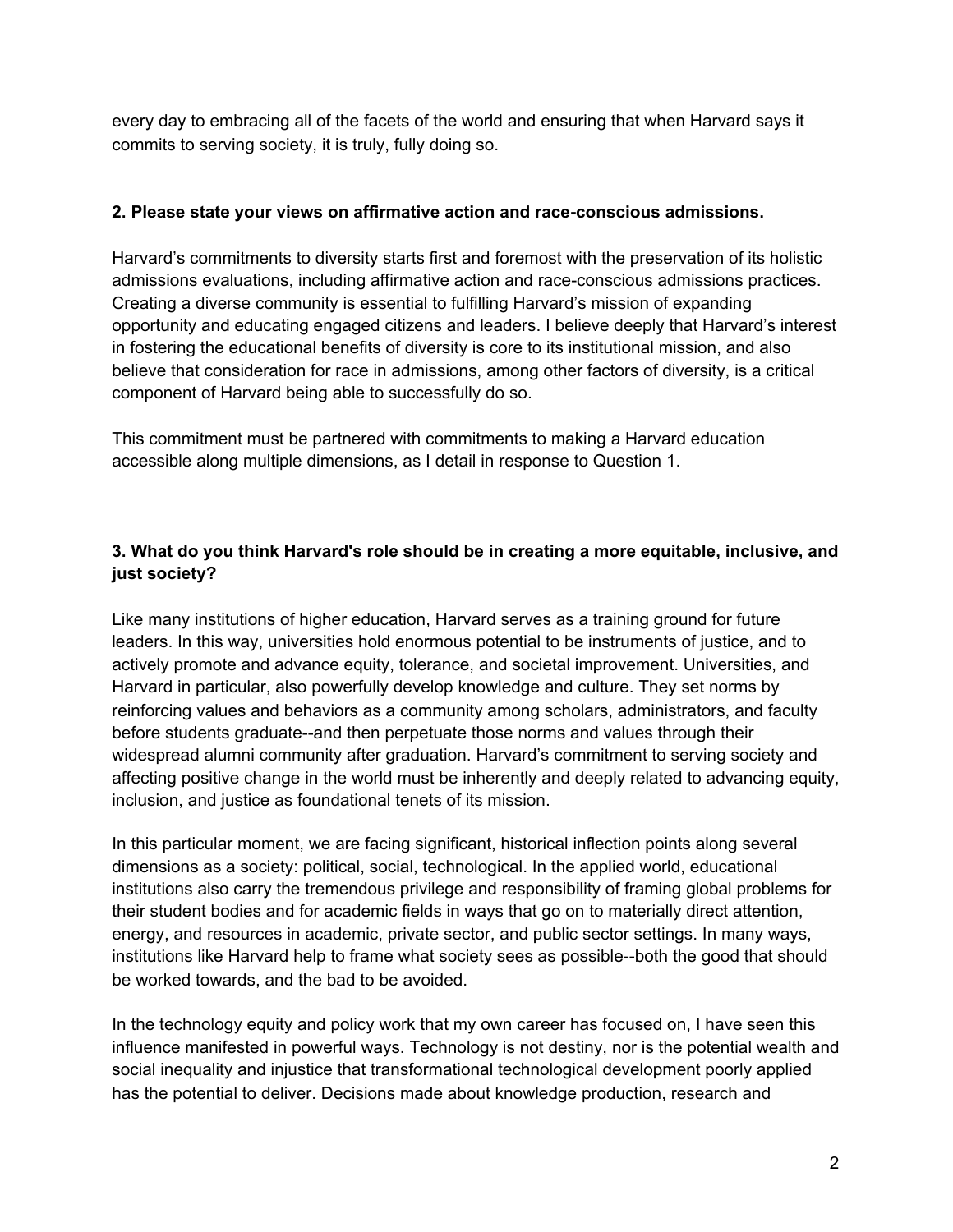every day to embracing all of the facets of the world and ensuring that when Harvard says it commits to serving society, it is truly, fully doing so.

**2. Please state your views on affirmative action and race-conscious admissions.**

Harvard's commitments to diversity starts first and foremost with the preservation of its holistic admissions evaluations, including affirmative action and race-conscious admissions practices. Creating a diverse community is essential to fulfilling Harvard's mission of expanding opportunity and educating engaged citizens and leaders. I believe deeply that Harvard's interest in fostering the educational benefits of diversity is core to its institutional mission, and also believe that consideration for race in admissions, among other factors of diversity, is a critical component of Harvard being able to successfully do so.

This commitment must be partnered with commitments to making a Harvard education accessible along multiple dimensions, as I detail in response to Question 1.

**3. What do you think Harvard's role should be in creating a more equitable, inclusive, and just society?**

Like many institutions of higher education, Harvard serves as a training ground for future leaders. In this way, universities hold enormous potential to be instruments of justice, and to actively promote and advance equity, tolerance, and societal improvement. Universities, and Harvard in particular, also powerfully develop knowledge and culture. They set norms by reinforcing values and behaviors as a community among scholars, administrators, and faculty before students graduate--and then perpetuate those norms and values through their widespread alumni community after graduation. Harvard's commitment to serving society and affecting positive change in the world must be inherently and deeply related to advancing equity, inclusion, and justice as foundational tenets of its mission.

In this particular moment, we are facing significant, historical inflection points along several dimensions as a society: political, social, technological. In the applied world, educational institutions also carry the tremendous privilege and responsibility of framing global problems for their student bodies and for academic fields in ways that go on to materially direct attention, energy, and resources in academic, private sector, and public sector settings. In many ways, institutions like Harvard help to frame what society sees as possible--both the good that should be worked towards, and the bad to be avoided.

In the technology equity and policy work that my own career has focused on, I have seen this influence manifested in powerful ways. Technology is not destiny, nor is the potential wealth and social inequality and injustice that transformational technological development poorly applied has the potential to deliver. Decisions made about knowledge production, research and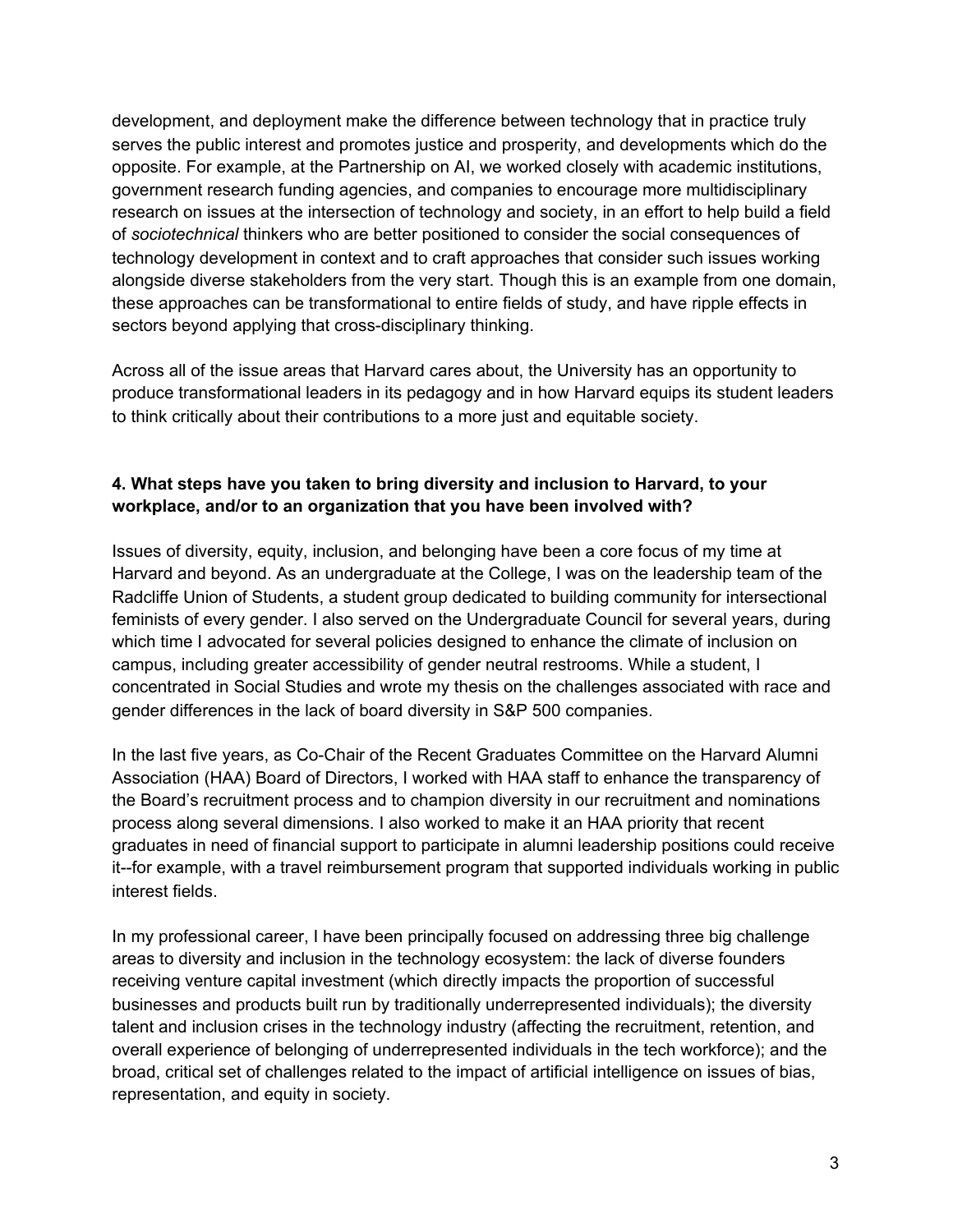development, and deployment make the difference between technology that in practice truly serves the public interest and promotes justice and prosperity, and developments which do the opposite. For example, at the Partnership on AI, we worked closely with academic institutions, government research funding agencies, and companies to encourage more multidisciplinary research on issues at the intersection of technology and society, in an effort to help build a field of *sociotechnical* thinkers who are better positioned to consider the social consequences of technology development in context and to craft approaches that consider such issues working alongside diverse stakeholders from the very start. Though this is an example from one domain, these approaches can be transformational to entire fields of study, and have ripple effects in sectors beyond applying that cross-disciplinary thinking.

Across all of the issue areas that Harvard cares about, the University has an opportunity to produce transformational leaders in its pedagogy and in how Harvard equips its student leaders to think critically about their contributions to a more just and equitable society.

**4. What steps have you taken to bring diversity and inclusion to Harvard, to your workplace, and/or to an organization that you have been involved with?**

Issues of diversity, equity, inclusion, and belonging have been a core focus of my time at Harvard and beyond. As an undergraduate at the College, I was on the leadership team of the Radcliffe Union of Students, a student group dedicated to building community for intersectional feminists of every gender. I also served on the Undergraduate Council for several years, during which time I advocated for several policies designed to enhance the climate of inclusion on campus, including greater accessibility of gender neutral restrooms. While a student, I concentrated in Social Studies and wrote my thesis on the challenges associated with race and gender differences in the lack of board diversity in S&P 500 companies.

In the last five years, as Co-Chair of the Recent Graduates Committee on the Harvard Alumni Association (HAA) Board of Directors, I worked with HAA staff to enhance the transparency of the Board's recruitment process and to champion diversity in our recruitment and nominations process along several dimensions. I also worked to make it an HAA priority that recent graduates in need of financial support to participate in alumni leadership positions could receive it--for example, with a travel reimbursement program that supported individuals working in public interest fields.

In my professional career, I have been principally focused on addressing three big challenge areas to diversity and inclusion in the technology ecosystem: the lack of diverse founders receiving venture capital investment (which directly impacts the proportion of successful businesses and products built run by traditionally underrepresented individuals); the diversity talent and inclusion crises in the technology industry (affecting the recruitment, retention, and overall experience of belonging of underrepresented individuals in the tech workforce); and the broad, critical set of challenges related to the impact of artificial intelligence on issues of bias, representation, and equity in society.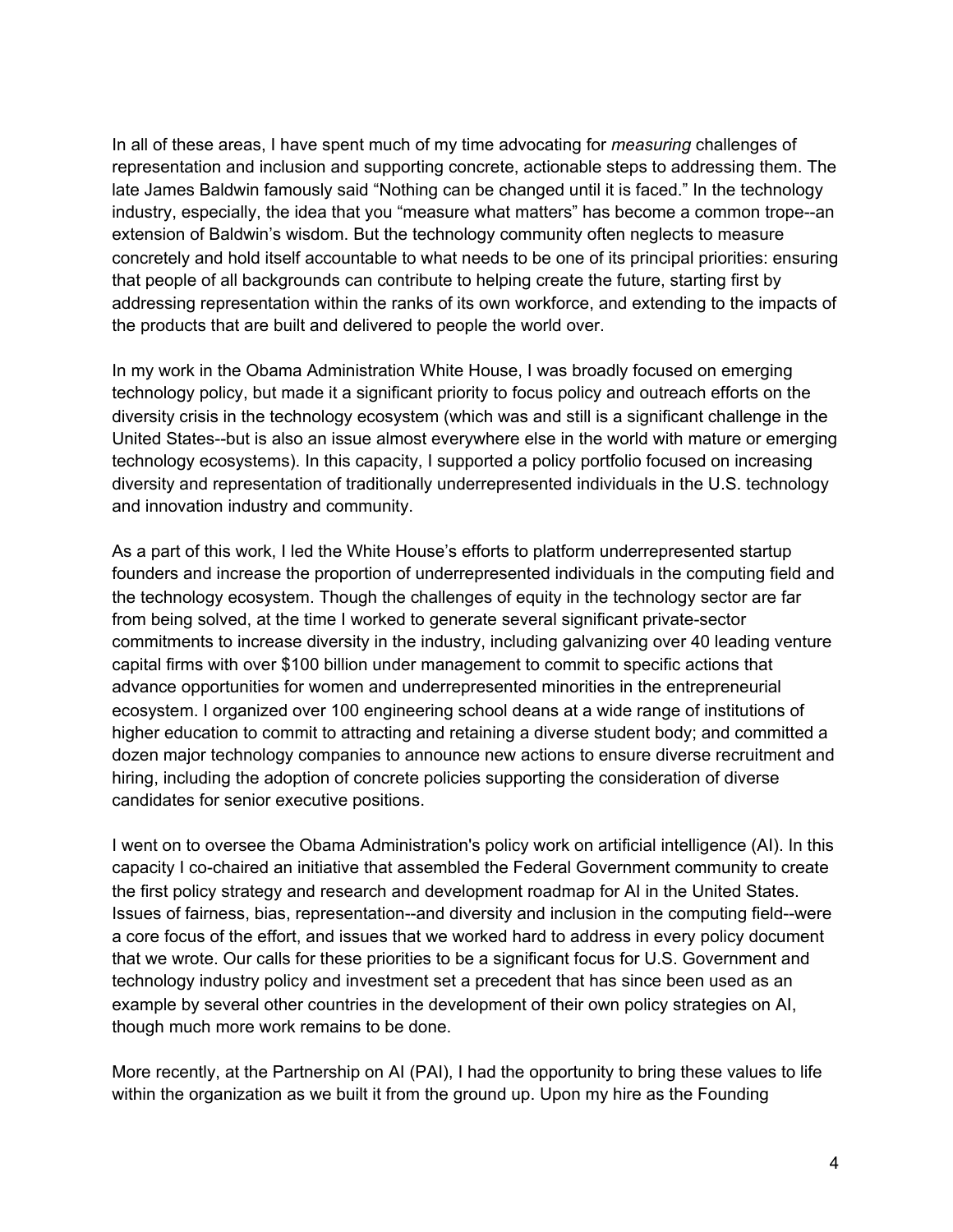In all of these areas, I have spent much of my time advocating for *measuring* challenges of representation and inclusion and supporting concrete, actionable steps to addressing them. The late James Baldwin famously said "Nothing can be changed until it is faced." In the technology industry, especially, the idea that you "measure what matters" has become a common trope--an extension of Baldwin's wisdom. But the technology community often neglects to measure concretely and hold itself accountable to what needs to be one of its principal priorities: ensuring that people of all backgrounds can contribute to helping create the future, starting first by addressing representation within the ranks of its own workforce, and extending to the impacts of the products that are built and delivered to people the world over.

In my work in the Obama Administration White House, I was broadly focused on emerging technology policy, but made it a significant priority to focus policy and outreach efforts on the diversity crisis in the technology ecosystem (which was and still is a significant challenge in the United States--but is also an issue almost everywhere else in the world with mature or emerging technology ecosystems). In this capacity, I supported a policy portfolio focused on increasing diversity and representation of traditionally underrepresented individuals in the U.S. technology and innovation industry and community.

As a part of this work, I led the White House's efforts to platform underrepresented startup founders and increase the proportion of underrepresented individuals in the computing field and the technology ecosystem. Though the challenges of equity in the technology sector are far from being solved, at the time I worked to generate several significant private-sector commitments to increase diversity in the industry, including galvanizing over 40 leading venture capital firms with over $100 billion under management to commit to specific actions that advance opportunities for women and underrepresented minorities in the entrepreneurial ecosystem. I organized over 100 engineering school deans at a wide range of institutions of higher education to commit to attracting and retaining a diverse student body; and committed a dozen major technology companies to announce new actions to ensure diverse recruitment and hiring, including the adoption of concrete policies supporting the consideration of diverse candidates for senior executive positions.

I went on to oversee the Obama Administration's policy work on artificial intelligence (AI). In this capacity I co-chaired an initiative that assembled the Federal Government community to create the first policy strategy and research and development roadmap for AI in the United States. Issues of fairness, bias, representation--and diversity and inclusion in the computing field--were a core focus of the effort, and issues that we worked hard to address in every policy document that we wrote. Our calls for these priorities to be a significant focus for U.S. Government and technology industry policy and investment set a precedent that has since been used as an example by several other countries in the development of their own policy strategies on AI, though much more work remains to be done.

More recently, at the Partnership on AI (PAI), I had the opportunity to bring these values to life within the organization as we built it from the ground up. Upon my hire as the Founding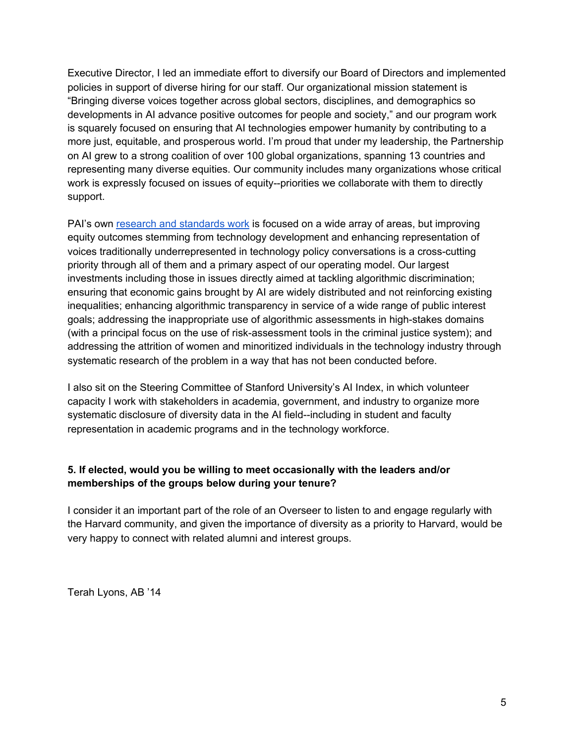Executive Director, I led an immediate effort to diversify our Board of Directors and implemented policies in support of diverse hiring for our staff. Our organizational mission statement is "Bringing diverse voices together across global sectors, disciplines, and demographics so developments in AI advance positive outcomes for people and society," and our program work is squarely focused on ensuring that AI technologies empower humanity by contributing to a more just, equitable, and prosperous world. I'm proud that under my leadership, the Partnership on AI grew to a strong coalition of over 100 global organizations, spanning 13 countries and representing many diverse equities. Our community includes many organizations whose critical work is expressly focused on issues of equity--priorities we collaborate with them to directly support.

PAI's own research and standards work is focused on a wide array of areas, but improving equity outcomes stemming from technology development and enhancing representation of voices traditionally underrepresented in technology policy conversations is a cross-cutting priority through all of them and a primary aspect of our operating model. Our largest investments including those in issues directly aimed at tackling algorithmic discrimination; ensuring that economic gains brought by AI are widely distributed and not reinforcing existing inequalities; enhancing algorithmic transparency in service of a wide range of public interest goals; addressing the inappropriate use of algorithmic assessments in high-stakes domains (with a principal focus on the use of risk-assessment tools in the criminal justice system); and addressing the attrition of women and minoritized individuals in the technology industry through systematic research of the problem in a way that has not been conducted before.

I also sit on the Steering Committee of Stanford University's AI Index, in which volunteer capacity I work with stakeholders in academia, government, and industry to organize more systematic disclosure of diversity data in the AI field--including in student and faculty representation in academic programs and in the technology workforce.

**5. If elected, would you be willing to meet occasionally with the leaders and/or memberships of the groups below during your tenure?**

I consider it an important part of the role of an Overseer to listen to and engage regularly with the Harvard community, and given the importance of diversity as a priority to Harvard, would be very happy to connect with related alumni and interest groups.

Terah Lyons, AB '14